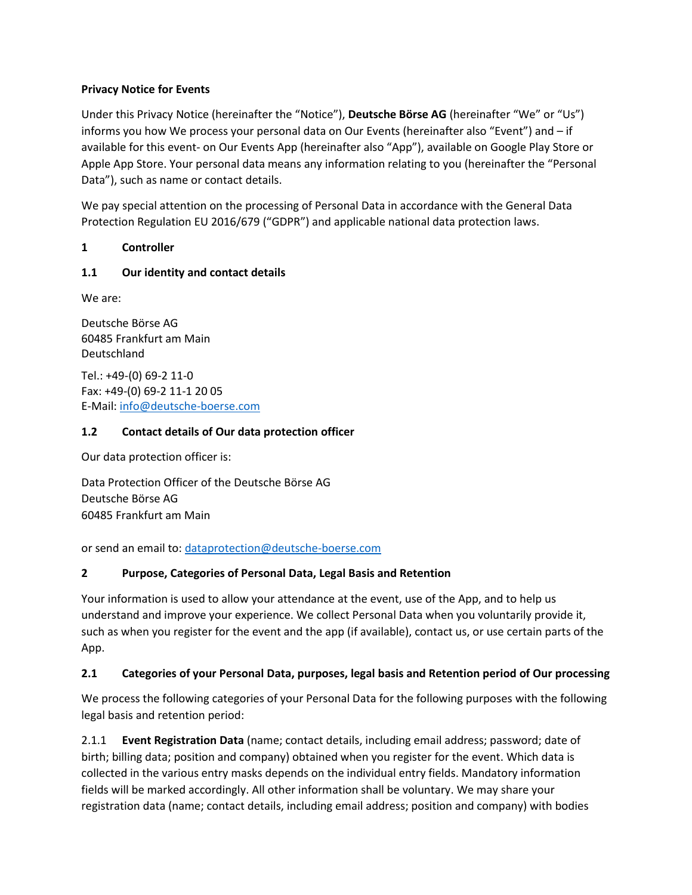**Privacy Notice for Events**

Under this Privacy Notice (hereinafter the "Notice"), **Deutsche Börse AG** (hereinafter "We" or "Us") informs you how We process your personal data on Our Events (hereinafter also "Event") and – if available for this event- on Our Events App (hereinafter also "App"), available on Google Play Store or Apple App Store. Your personal data means any information relating to you (hereinafter the "Personal Data"), such as name or contact details.

We pay special attention on the processing of Personal Data in accordance with the General Data Protection Regulation EU 2016/679 ("GDPR") and applicable national data protection laws.

## 1 Controller

### 1.1 Our identity and contact details

We are:

Deutsche Börse AG
60485 Frankfurt am Main
Deutschland

Tel.: +49-(0) 69-2 11-0
Fax: +49-(0) 69-2 11-1 20 05
E-Mail: info@deutsche-boerse.com

### 1.2 Contact details of Our data protection officer

Our data protection officer is:

Data Protection Officer of the Deutsche Börse AG
Deutsche Börse AG
60485 Frankfurt am Main

or send an email to: dataprotection@deutsche-boerse.com

## 2 Purpose, Categories of Personal Data, Legal Basis and Retention

Your information is used to allow your attendance at the event, use of the App, and to help us understand and improve your experience. We collect Personal Data when you voluntarily provide it, such as when you register for the event and the app (if available), contact us, or use certain parts of the App.

### 2.1 Categories of your Personal Data, purposes, legal basis and Retention period of Our processing

We process the following categories of your Personal Data for the following purposes with the following legal basis and retention period:

2.1.1 **Event Registration Data** (name; contact details, including email address; password; date of birth; billing data; position and company) obtained when you register for the event. Which data is collected in the various entry masks depends on the individual entry fields. Mandatory information fields will be marked accordingly. All other information shall be voluntary. We may share your registration data (name; contact details, including email address; position and company) with bodies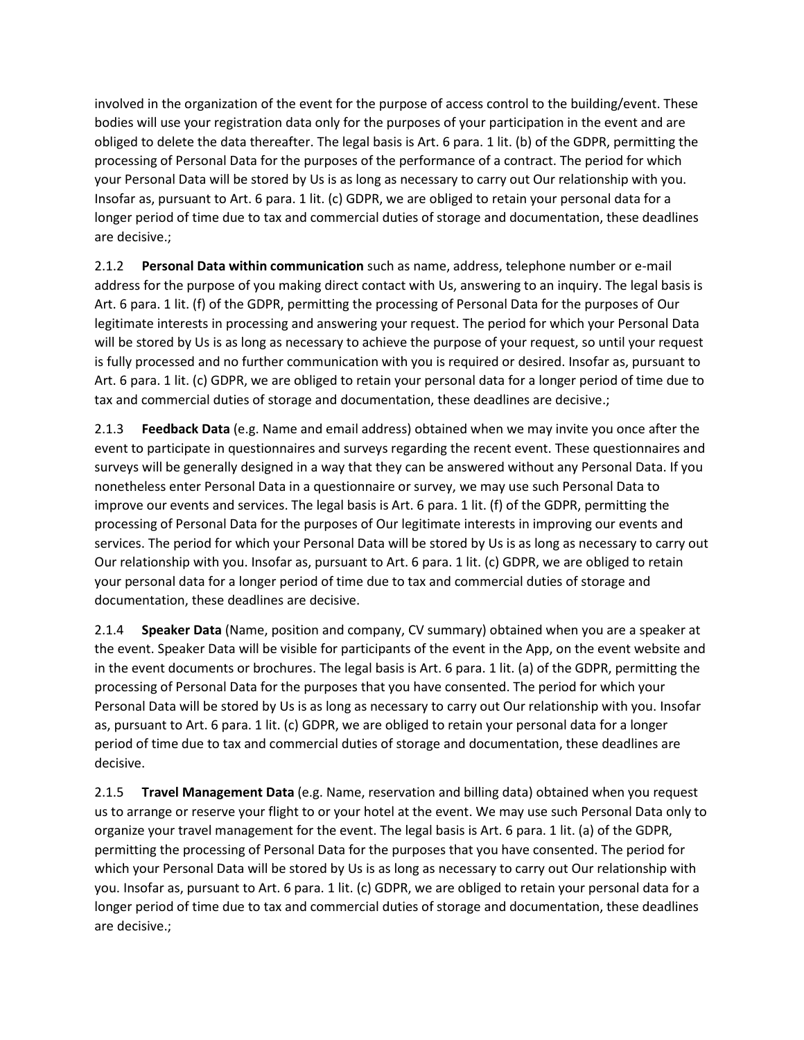involved in the organization of the event for the purpose of access control to the building/event. These bodies will use your registration data only for the purposes of your participation in the event and are obliged to delete the data thereafter. The legal basis is Art. 6 para. 1 lit. (b) of the GDPR, permitting the processing of Personal Data for the purposes of the performance of a contract. The period for which your Personal Data will be stored by Us is as long as necessary to carry out Our relationship with you. Insofar as, pursuant to Art. 6 para. 1 lit. (c) GDPR, we are obliged to retain your personal data for a longer period of time due to tax and commercial duties of storage and documentation, these deadlines are decisive.;

2.1.2 **Personal Data within communication** such as name, address, telephone number or e-mail address for the purpose of you making direct contact with Us, answering to an inquiry. The legal basis is Art. 6 para. 1 lit. (f) of the GDPR, permitting the processing of Personal Data for the purposes of Our legitimate interests in processing and answering your request. The period for which your Personal Data will be stored by Us is as long as necessary to achieve the purpose of your request, so until your request is fully processed and no further communication with you is required or desired. Insofar as, pursuant to Art. 6 para. 1 lit. (c) GDPR, we are obliged to retain your personal data for a longer period of time due to tax and commercial duties of storage and documentation, these deadlines are decisive.;

2.1.3 **Feedback Data** (e.g. Name and email address) obtained when we may invite you once after the event to participate in questionnaires and surveys regarding the recent event. These questionnaires and surveys will be generally designed in a way that they can be answered without any Personal Data. If you nonetheless enter Personal Data in a questionnaire or survey, we may use such Personal Data to improve our events and services. The legal basis is Art. 6 para. 1 lit. (f) of the GDPR, permitting the processing of Personal Data for the purposes of Our legitimate interests in improving our events and services. The period for which your Personal Data will be stored by Us is as long as necessary to carry out Our relationship with you. Insofar as, pursuant to Art. 6 para. 1 lit. (c) GDPR, we are obliged to retain your personal data for a longer period of time due to tax and commercial duties of storage and documentation, these deadlines are decisive.

2.1.4 **Speaker Data** (Name, position and company, CV summary) obtained when you are a speaker at the event. Speaker Data will be visible for participants of the event in the App, on the event website and in the event documents or brochures. The legal basis is Art. 6 para. 1 lit. (a) of the GDPR, permitting the processing of Personal Data for the purposes that you have consented. The period for which your Personal Data will be stored by Us is as long as necessary to carry out Our relationship with you. Insofar as, pursuant to Art. 6 para. 1 lit. (c) GDPR, we are obliged to retain your personal data for a longer period of time due to tax and commercial duties of storage and documentation, these deadlines are decisive.

2.1.5 **Travel Management Data** (e.g. Name, reservation and billing data) obtained when you request us to arrange or reserve your flight to or your hotel at the event. We may use such Personal Data only to organize your travel management for the event. The legal basis is Art. 6 para. 1 lit. (a) of the GDPR, permitting the processing of Personal Data for the purposes that you have consented. The period for which your Personal Data will be stored by Us is as long as necessary to carry out Our relationship with you. Insofar as, pursuant to Art. 6 para. 1 lit. (c) GDPR, we are obliged to retain your personal data for a longer period of time due to tax and commercial duties of storage and documentation, these deadlines are decisive.;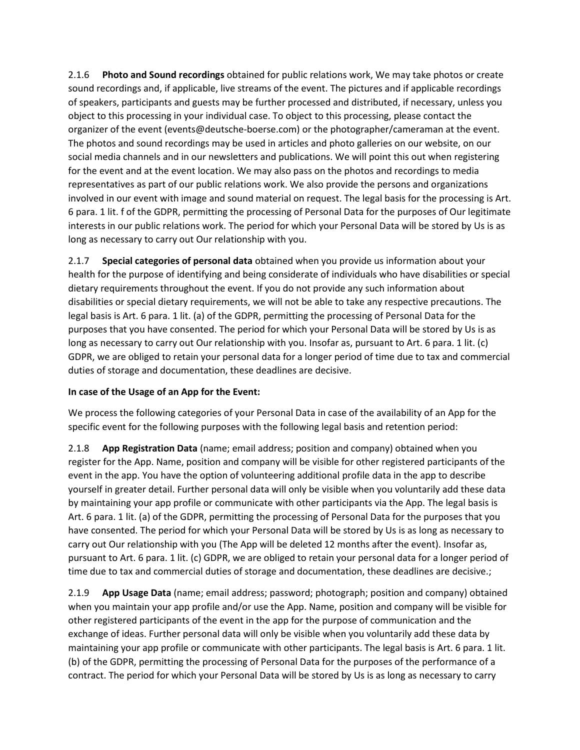2.1.6 **Photo and Sound recordings** obtained for public relations work, We may take photos or create sound recordings and, if applicable, live streams of the event. The pictures and if applicable recordings of speakers, participants and guests may be further processed and distributed, if necessary, unless you object to this processing in your individual case. To object to this processing, please contact the organizer of the event (events@deutsche-boerse.com) or the photographer/cameraman at the event. The photos and sound recordings may be used in articles and photo galleries on our website, on our social media channels and in our newsletters and publications. We will point this out when registering for the event and at the event location. We may also pass on the photos and recordings to media representatives as part of our public relations work. We also provide the persons and organizations involved in our event with image and sound material on request. The legal basis for the processing is Art. 6 para. 1 lit. f of the GDPR, permitting the processing of Personal Data for the purposes of Our legitimate interests in our public relations work. The period for which your Personal Data will be stored by Us is as long as necessary to carry out Our relationship with you.

2.1.7 **Special categories of personal data** obtained when you provide us information about your health for the purpose of identifying and being considerate of individuals who have disabilities or special dietary requirements throughout the event. If you do not provide any such information about disabilities or special dietary requirements, we will not be able to take any respective precautions. The legal basis is Art. 6 para. 1 lit. (a) of the GDPR, permitting the processing of Personal Data for the purposes that you have consented. The period for which your Personal Data will be stored by Us is as long as necessary to carry out Our relationship with you. Insofar as, pursuant to Art. 6 para. 1 lit. (c) GDPR, we are obliged to retain your personal data for a longer period of time due to tax and commercial duties of storage and documentation, these deadlines are decisive.

**In case of the Usage of an App for the Event:**

We process the following categories of your Personal Data in case of the availability of an App for the specific event for the following purposes with the following legal basis and retention period:

2.1.8 **App Registration Data** (name; email address; position and company) obtained when you register for the App. Name, position and company will be visible for other registered participants of the event in the app. You have the option of volunteering additional profile data in the app to describe yourself in greater detail. Further personal data will only be visible when you voluntarily add these data by maintaining your app profile or communicate with other participants via the App. The legal basis is Art. 6 para. 1 lit. (a) of the GDPR, permitting the processing of Personal Data for the purposes that you have consented. The period for which your Personal Data will be stored by Us is as long as necessary to carry out Our relationship with you (The App will be deleted 12 months after the event). Insofar as, pursuant to Art. 6 para. 1 lit. (c) GDPR, we are obliged to retain your personal data for a longer period of time due to tax and commercial duties of storage and documentation, these deadlines are decisive.;

2.1.9 **App Usage Data** (name; email address; password; photograph; position and company) obtained when you maintain your app profile and/or use the App. Name, position and company will be visible for other registered participants of the event in the app for the purpose of communication and the exchange of ideas. Further personal data will only be visible when you voluntarily add these data by maintaining your app profile or communicate with other participants. The legal basis is Art. 6 para. 1 lit. (b) of the GDPR, permitting the processing of Personal Data for the purposes of the performance of a contract. The period for which your Personal Data will be stored by Us is as long as necessary to carry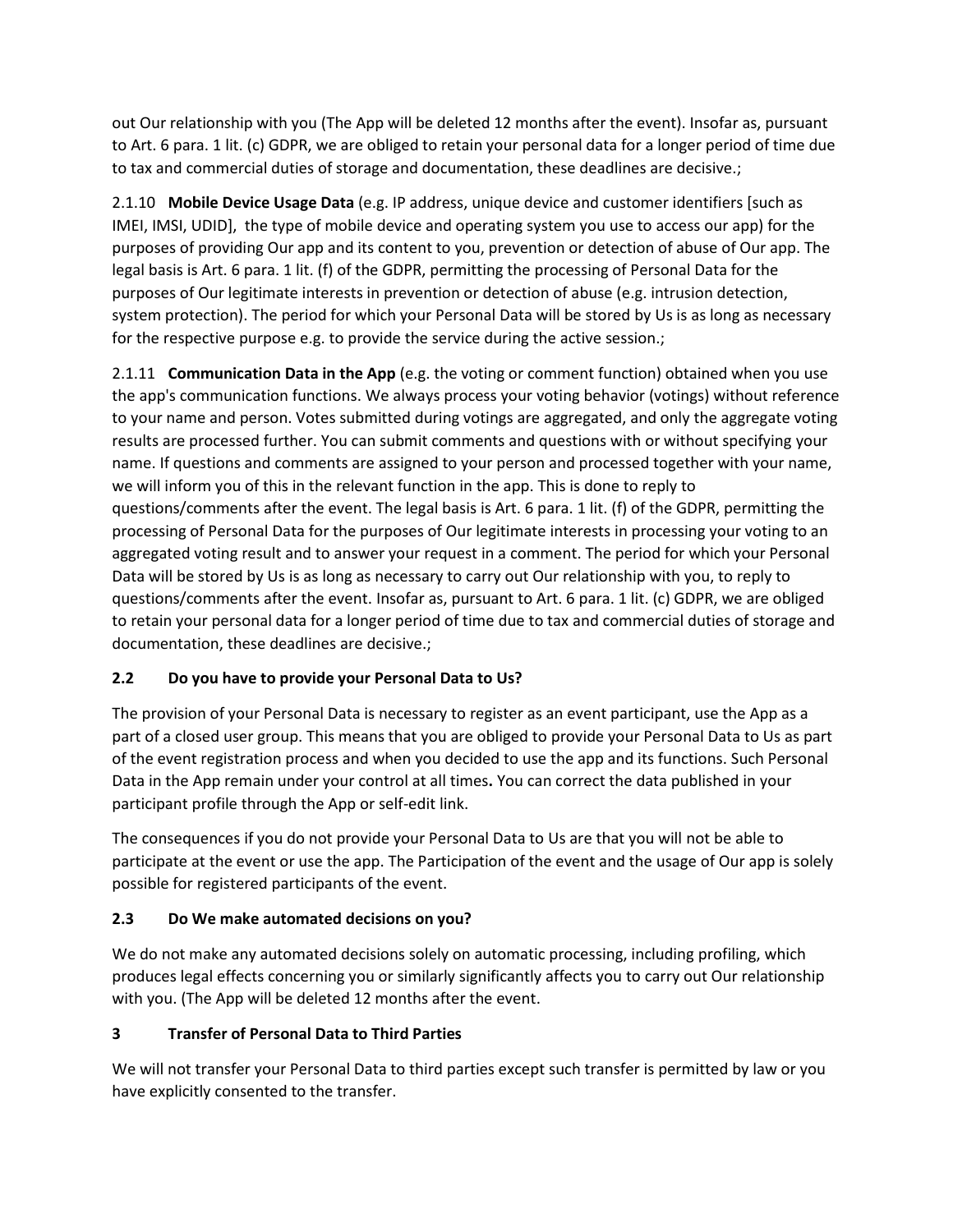out Our relationship with you (The App will be deleted 12 months after the event). Insofar as, pursuant to Art. 6 para. 1 lit. (c) GDPR, we are obliged to retain your personal data for a longer period of time due to tax and commercial duties of storage and documentation, these deadlines are decisive.;

2.1.10 **Mobile Device Usage Data** (e.g. IP address, unique device and customer identifiers [such as IMEI, IMSI, UDID], the type of mobile device and operating system you use to access our app) for the purposes of providing Our app and its content to you, prevention or detection of abuse of Our app. The legal basis is Art. 6 para. 1 lit. (f) of the GDPR, permitting the processing of Personal Data for the purposes of Our legitimate interests in prevention or detection of abuse (e.g. intrusion detection, system protection). The period for which your Personal Data will be stored by Us is as long as necessary for the respective purpose e.g. to provide the service during the active session.;

2.1.11 **Communication Data in the App** (e.g. the voting or comment function) obtained when you use the app's communication functions. We always process your voting behavior (votings) without reference to your name and person. Votes submitted during votings are aggregated, and only the aggregate voting results are processed further. You can submit comments and questions with or without specifying your name. If questions and comments are assigned to your person and processed together with your name, we will inform you of this in the relevant function in the app. This is done to reply to questions/comments after the event. The legal basis is Art. 6 para. 1 lit. (f) of the GDPR, permitting the processing of Personal Data for the purposes of Our legitimate interests in processing your voting to an aggregated voting result and to answer your request in a comment. The period for which your Personal Data will be stored by Us is as long as necessary to carry out Our relationship with you, to reply to questions/comments after the event. Insofar as, pursuant to Art. 6 para. 1 lit. (c) GDPR, we are obliged to retain your personal data for a longer period of time due to tax and commercial duties of storage and documentation, these deadlines are decisive.;

### 2.2 Do you have to provide your Personal Data to Us?

The provision of your Personal Data is necessary to register as an event participant, use the App as a part of a closed user group. This means that you are obliged to provide your Personal Data to Us as part of the event registration process and when you decided to use the app and its functions. Such Personal Data in the App remain under your control at all times**.** You can correct the data published in your participant profile through the App or self-edit link.

The consequences if you do not provide your Personal Data to Us are that you will not be able to participate at the event or use the app. The Participation of the event and the usage of Our app is solely possible for registered participants of the event.

### 2.3 Do We make automated decisions on you?

We do not make any automated decisions solely on automatic processing, including profiling, which produces legal effects concerning you or similarly significantly affects you to carry out Our relationship with you. (The App will be deleted 12 months after the event.

## 3 Transfer of Personal Data to Third Parties

We will not transfer your Personal Data to third parties except such transfer is permitted by law or you have explicitly consented to the transfer.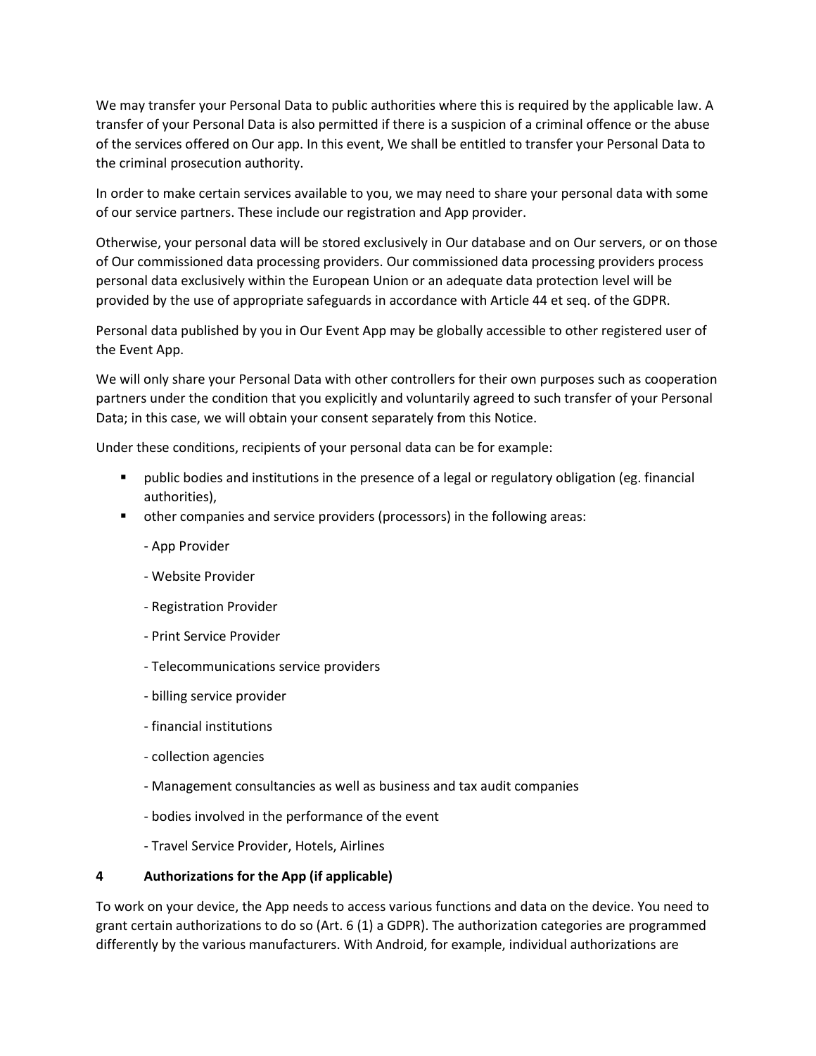We may transfer your Personal Data to public authorities where this is required by the applicable law. A transfer of your Personal Data is also permitted if there is a suspicion of a criminal offence or the abuse of the services offered on Our app. In this event, We shall be entitled to transfer your Personal Data to the criminal prosecution authority.

In order to make certain services available to you, we may need to share your personal data with some of our service partners. These include our registration and App provider.

Otherwise, your personal data will be stored exclusively in Our database and on Our servers, or on those of Our commissioned data processing providers. Our commissioned data processing providers process personal data exclusively within the European Union or an adequate data protection level will be provided by the use of appropriate safeguards in accordance with Article 44 et seq. of the GDPR.

Personal data published by you in Our Event App may be globally accessible to other registered user of the Event App.

We will only share your Personal Data with other controllers for their own purposes such as cooperation partners under the condition that you explicitly and voluntarily agreed to such transfer of your Personal Data; in this case, we will obtain your consent separately from this Notice.

Under these conditions, recipients of your personal data can be for example:

- public bodies and institutions in the presence of a legal or regulatory obligation (eg. financial authorities),
- other companies and service providers (processors) in the following areas:

  - App Provider
  - Website Provider
  - Registration Provider
  - Print Service Provider
  - Telecommunications service providers
  - billing service provider
  - financial institutions
  - collection agencies
  - Management consultancies as well as business and tax audit companies
  - bodies involved in the performance of the event
  - Travel Service Provider, Hotels, Airlines

## 4 Authorizations for the App (if applicable)

To work on your device, the App needs to access various functions and data on the device. You need to grant certain authorizations to do so (Art. 6 (1) a GDPR). The authorization categories are programmed differently by the various manufacturers. With Android, for example, individual authorizations are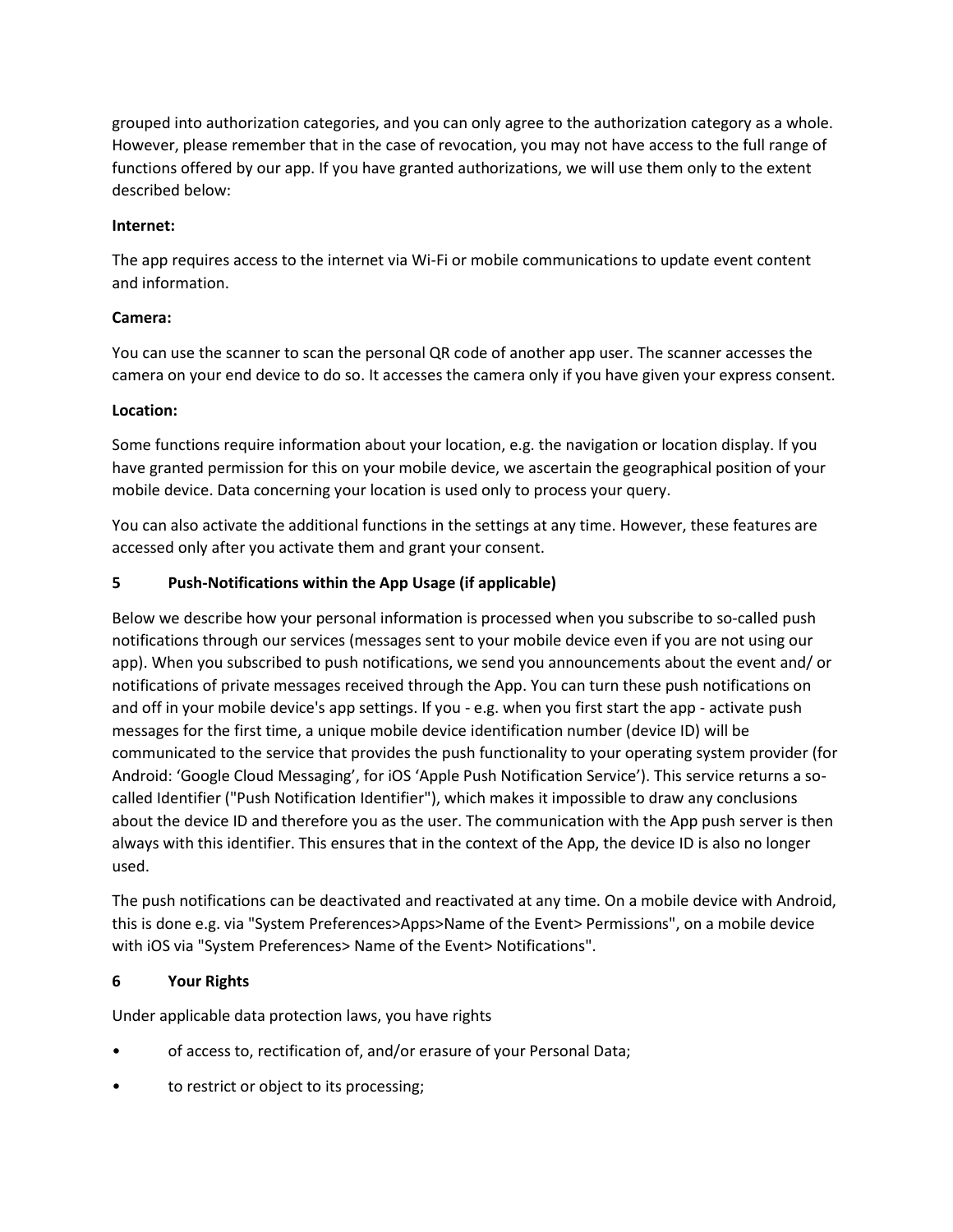grouped into authorization categories, and you can only agree to the authorization category as a whole. However, please remember that in the case of revocation, you may not have access to the full range of functions offered by our app. If you have granted authorizations, we will use them only to the extent described below:

**Internet:**

The app requires access to the internet via Wi-Fi or mobile communications to update event content and information.

**Camera:**

You can use the scanner to scan the personal QR code of another app user. The scanner accesses the camera on your end device to do so. It accesses the camera only if you have given your express consent.

**Location:**

Some functions require information about your location, e.g. the navigation or location display. If you have granted permission for this on your mobile device, we ascertain the geographical position of your mobile device. Data concerning your location is used only to process your query.

You can also activate the additional functions in the settings at any time. However, these features are accessed only after you activate them and grant your consent.

## 5 Push-Notifications within the App Usage (if applicable)

Below we describe how your personal information is processed when you subscribe to so-called push notifications through our services (messages sent to your mobile device even if you are not using our app). When you subscribed to push notifications, we send you announcements about the event and/ or notifications of private messages received through the App. You can turn these push notifications on and off in your mobile device's app settings. If you - e.g. when you first start the app - activate push messages for the first time, a unique mobile device identification number (device ID) will be communicated to the service that provides the push functionality to your operating system provider (for Android: 'Google Cloud Messaging', for iOS 'Apple Push Notification Service'). This service returns a so-called Identifier ("Push Notification Identifier"), which makes it impossible to draw any conclusions about the device ID and therefore you as the user. The communication with the App push server is then always with this identifier. This ensures that in the context of the App, the device ID is also no longer used.

The push notifications can be deactivated and reactivated at any time. On a mobile device with Android, this is done e.g. via "System Preferences>Apps>Name of the Event> Permissions", on a mobile device with iOS via "System Preferences> Name of the Event> Notifications".

## 6 Your Rights

Under applicable data protection laws, you have rights

- of access to, rectification of, and/or erasure of your Personal Data;
- to restrict or object to its processing;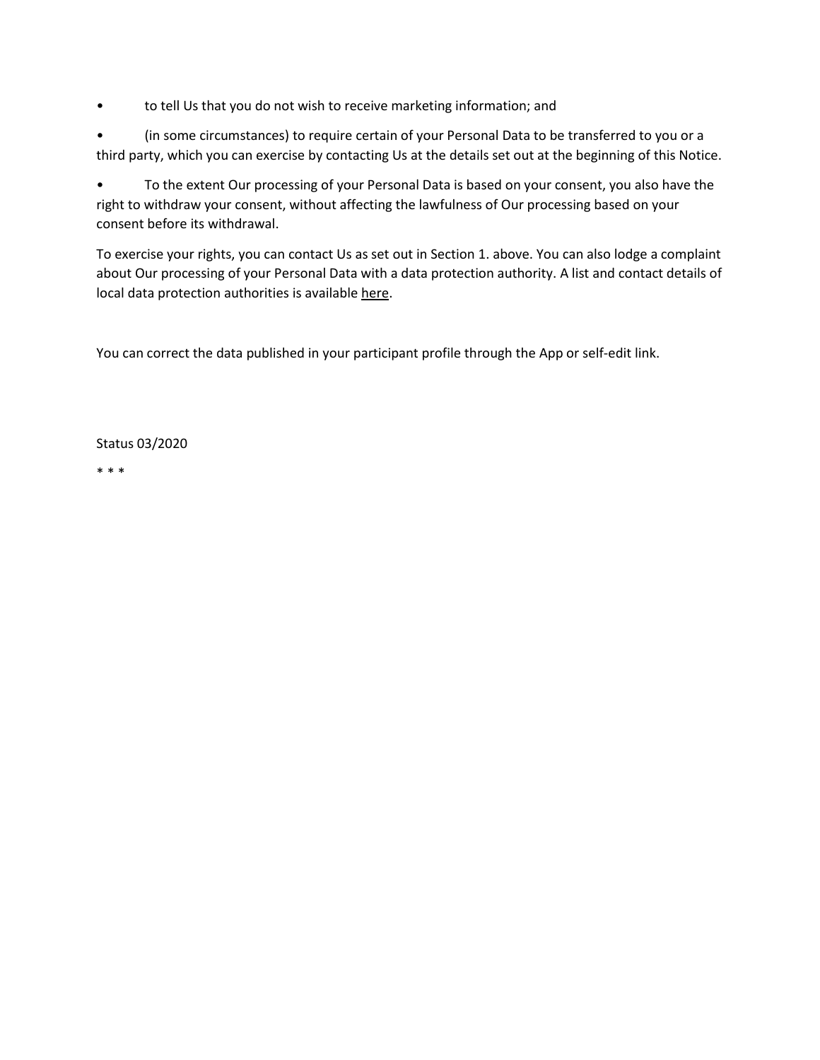- to tell Us that you do not wish to receive marketing information; and
- (in some circumstances) to require certain of your Personal Data to be transferred to you or a third party, which you can exercise by contacting Us at the details set out at the beginning of this Notice.
- To the extent Our processing of your Personal Data is based on your consent, you also have the right to withdraw your consent, without affecting the lawfulness of Our processing based on your consent before its withdrawal.

To exercise your rights, you can contact Us as set out in Section 1. above. You can also lodge a complaint about Our processing of your Personal Data with a data protection authority. A list and contact details of local data protection authorities is available here.

You can correct the data published in your participant profile through the App or self-edit link.

Status 03/2020

\* \* \*